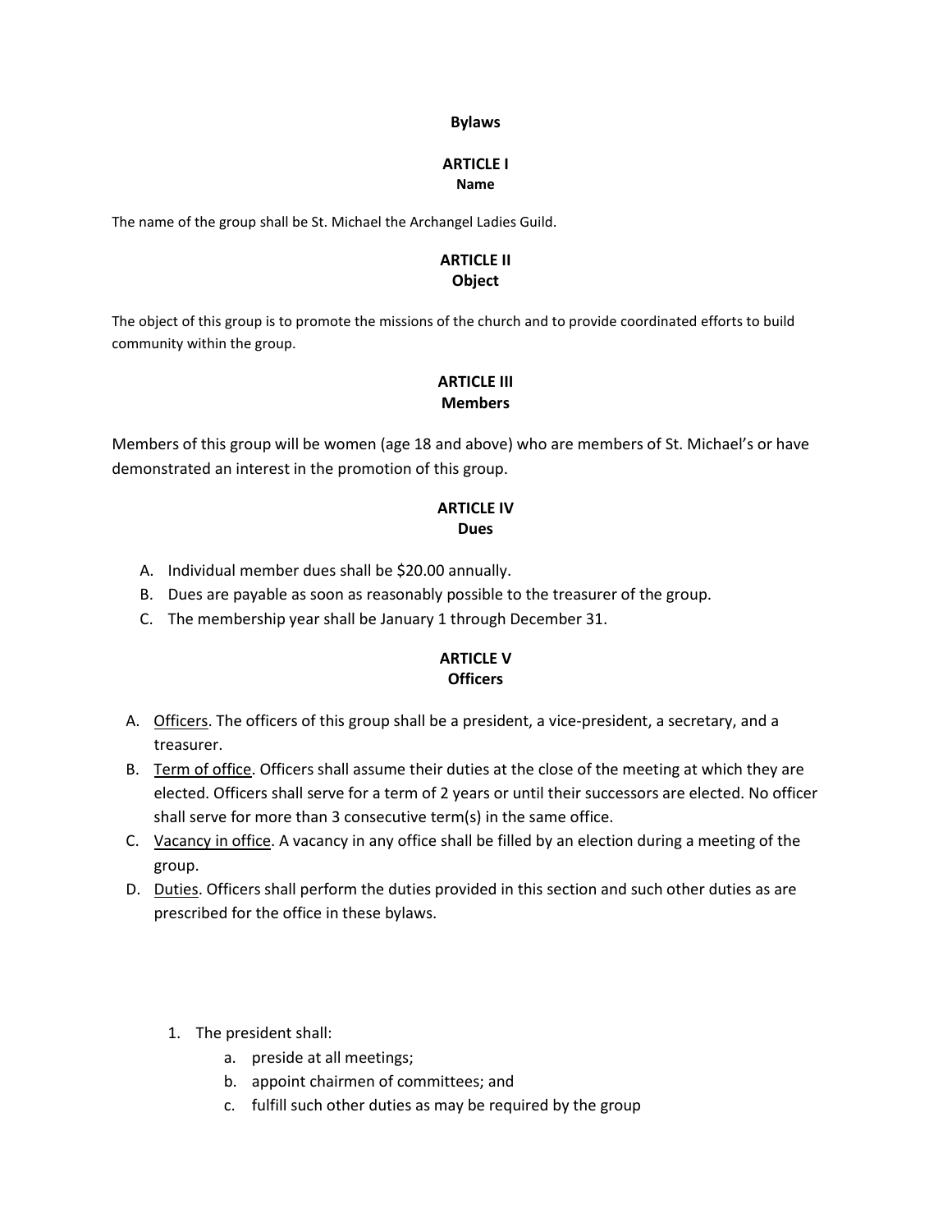# Bylaws

## ARTICLE I
### Name

The name of the group shall be St. Michael the Archangel Ladies Guild.

## ARTICLE II
### Object

The object of this group is to promote the missions of the church and to provide coordinated efforts to build community within the group.

## ARTICLE III
### Members

Members of this group will be women (age 18 and above) who are members of St. Michael's or have demonstrated an interest in the promotion of this group.

## ARTICLE IV
### Dues

A. Individual member dues shall be $20.00 annually.
B. Dues are payable as soon as reasonably possible to the treasurer of the group.
C. The membership year shall be January 1 through December 31.

## ARTICLE V
### Officers

A. Officers. The officers of this group shall be a president, a vice-president, a secretary, and a treasurer.
B. Term of office. Officers shall assume their duties at the close of the meeting at which they are elected. Officers shall serve for a term of 2 years or until their successors are elected. No officer shall serve for more than 3 consecutive term(s) in the same office.
C. Vacancy in office. A vacancy in any office shall be filled by an election during a meeting of the group.
D. Duties. Officers shall perform the duties provided in this section and such other duties as are prescribed for the office in these bylaws.

1. The president shall:
   a. preside at all meetings;
   b. appoint chairmen of committees; and
   c. fulfill such other duties as may be required by the group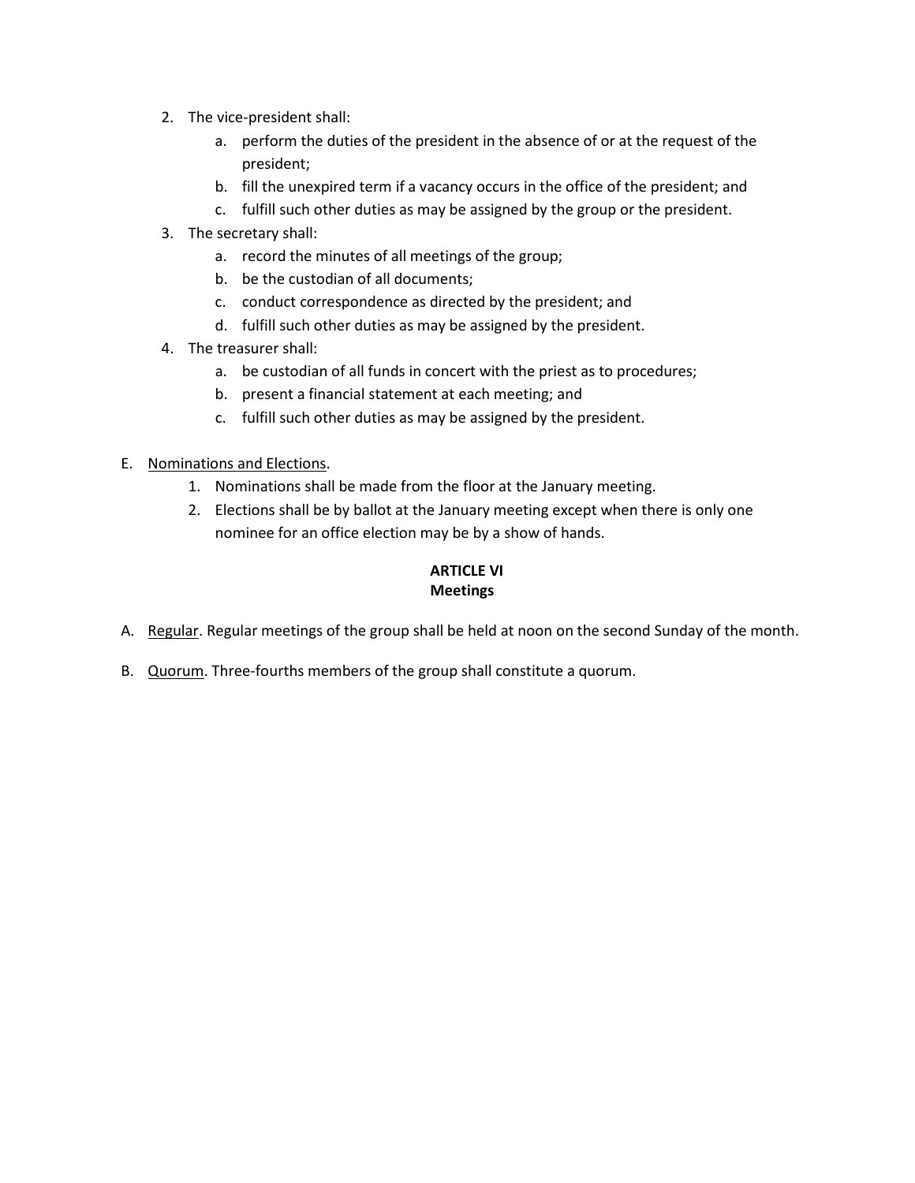2. The vice-president shall:
    a. perform the duties of the president in the absence of or at the request of the president;
    b. fill the unexpired term if a vacancy occurs in the office of the president; and
    c. fulfill such other duties as may be assigned by the group or the president.
3. The secretary shall:
    a. record the minutes of all meetings of the group;
    b. be the custodian of all documents;
    c. conduct correspondence as directed by the president; and
    d. fulfill such other duties as may be assigned by the president.
4. The treasurer shall:
    a. be custodian of all funds in concert with the priest as to procedures;
    b. present a financial statement at each meeting; and
    c. fulfill such other duties as may be assigned by the president.

E. <u>Nominations and Elections</u>.
    1. Nominations shall be made from the floor at the January meeting.
    2. Elections shall be by ballot at the January meeting except when there is only one nominee for an office election may be by a show of hands.

## ARTICLE VI
## Meetings

A. <u>Regular</u>. Regular meetings of the group shall be held at noon on the second Sunday of the month.

B. <u>Quorum</u>. Three-fourths members of the group shall constitute a quorum.